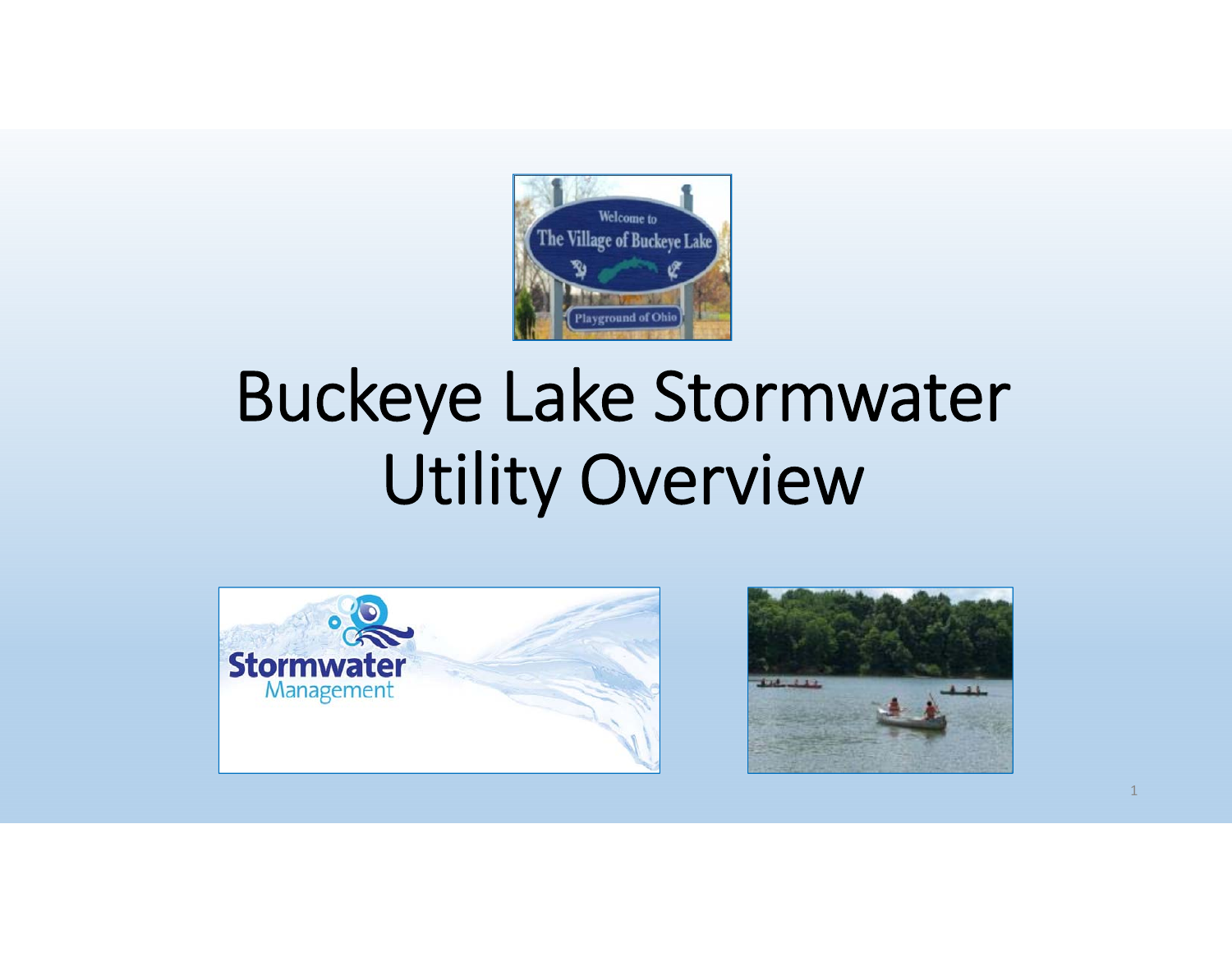# Buckeye Lake Stormwater Utility Overview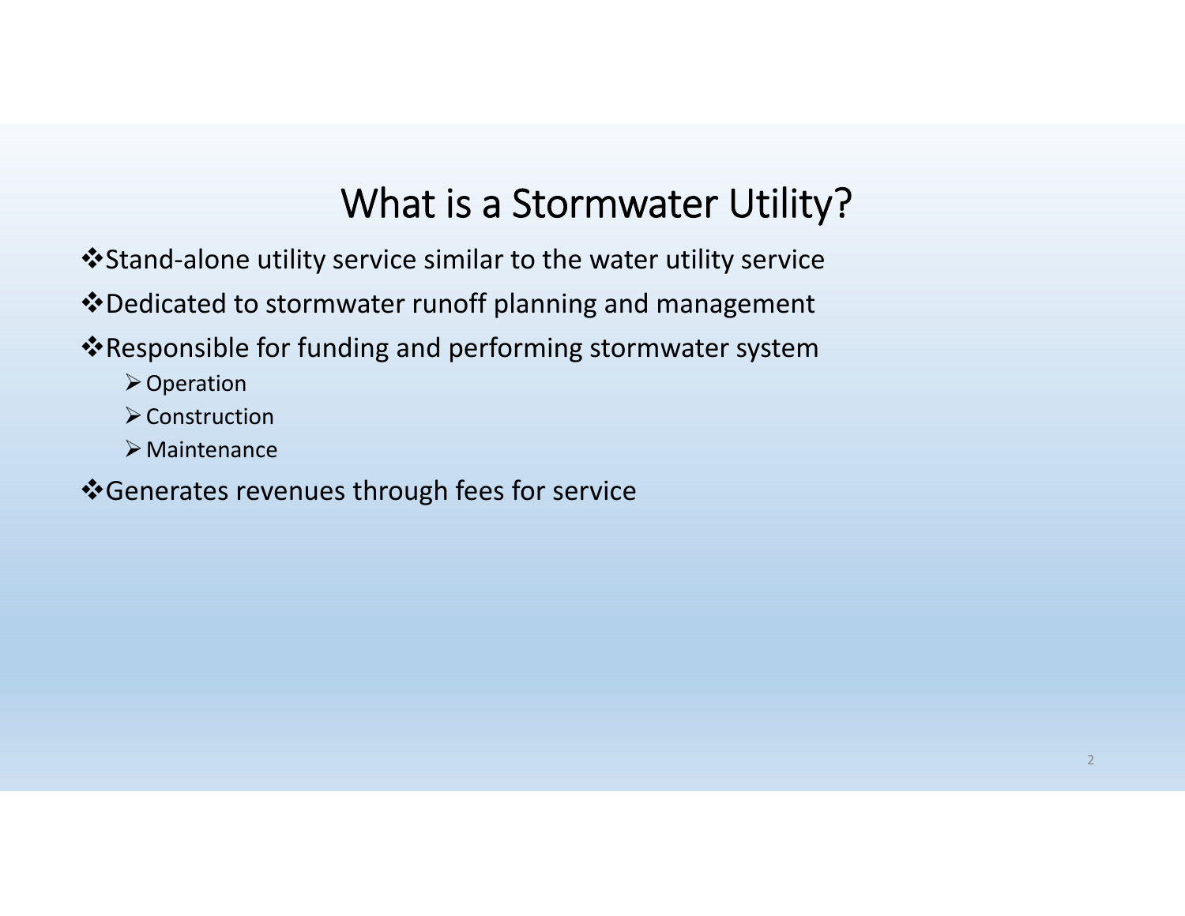# What is a Stormwater Utility?

- Stand-alone utility service similar to the water utility service
- Dedicated to stormwater runoff planning and management
- Responsible for funding and performing stormwater system
  - Operation
  - Construction
  - Maintenance
- Generates revenues through fees for service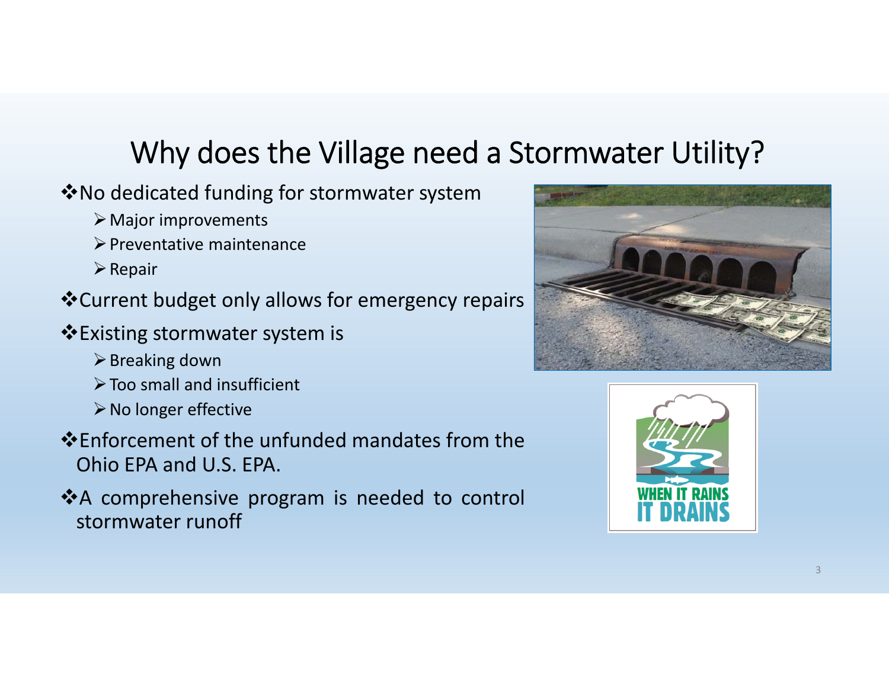# Why does the Village need a Stormwater Utility?

- No dedicated funding for stormwater system
  - Major improvements
  - Preventative maintenance
  - Repair
- Current budget only allows for emergency repairs
- Existing stormwater system is
  - Breaking down
  - Too small and insufficient
  - No longer effective
- Enforcement of the unfunded mandates from the Ohio EPA and U.S. EPA.
- A comprehensive program is needed to control stormwater runoff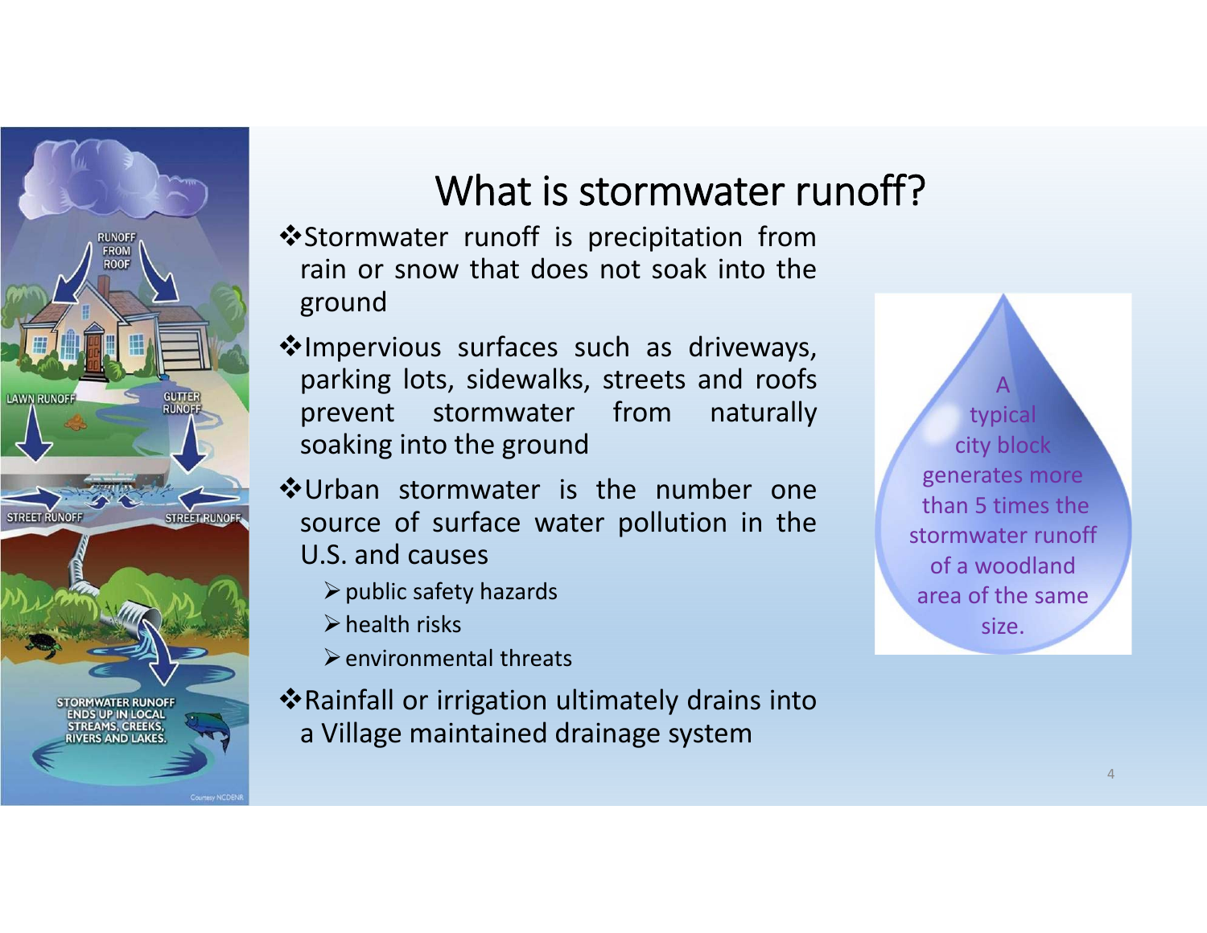# What is stormwater runoff?

- Stormwater runoff is precipitation from rain or snow that does not soak into the ground
- Impervious surfaces such as driveways, parking lots, sidewalks, streets and roofs prevent stormwater from naturally soaking into the ground
- Urban stormwater is the number one source of surface water pollution in the U.S. and causes
  - public safety hazards
  - health risks
  - environmental threats
- Rainfall or irrigation ultimately drains into a Village maintained drainage system

A typical city block generates more than 5 times the stormwater runoff of a woodland area of the same size.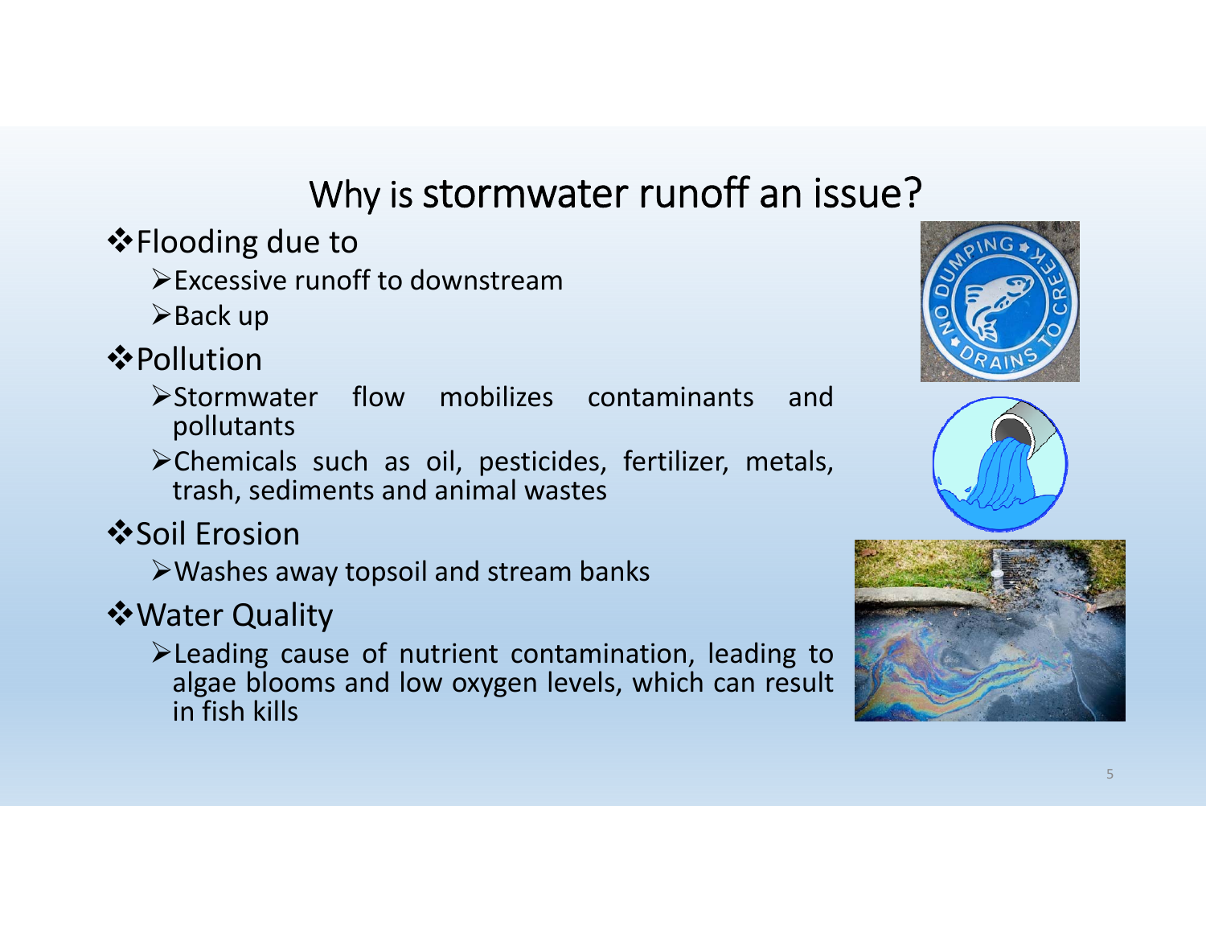# Why is stormwater runoff an issue?

- Flooding due to
  - Excessive runoff to downstream
  - Back up
- Pollution
  - Stormwater flow mobilizes contaminants and pollutants
  - Chemicals such as oil, pesticides, fertilizer, metals, trash, sediments and animal wastes
- Soil Erosion
  - Washes away topsoil and stream banks
- Water Quality
  - Leading cause of nutrient contamination, leading to algae blooms and low oxygen levels, which can result in fish kills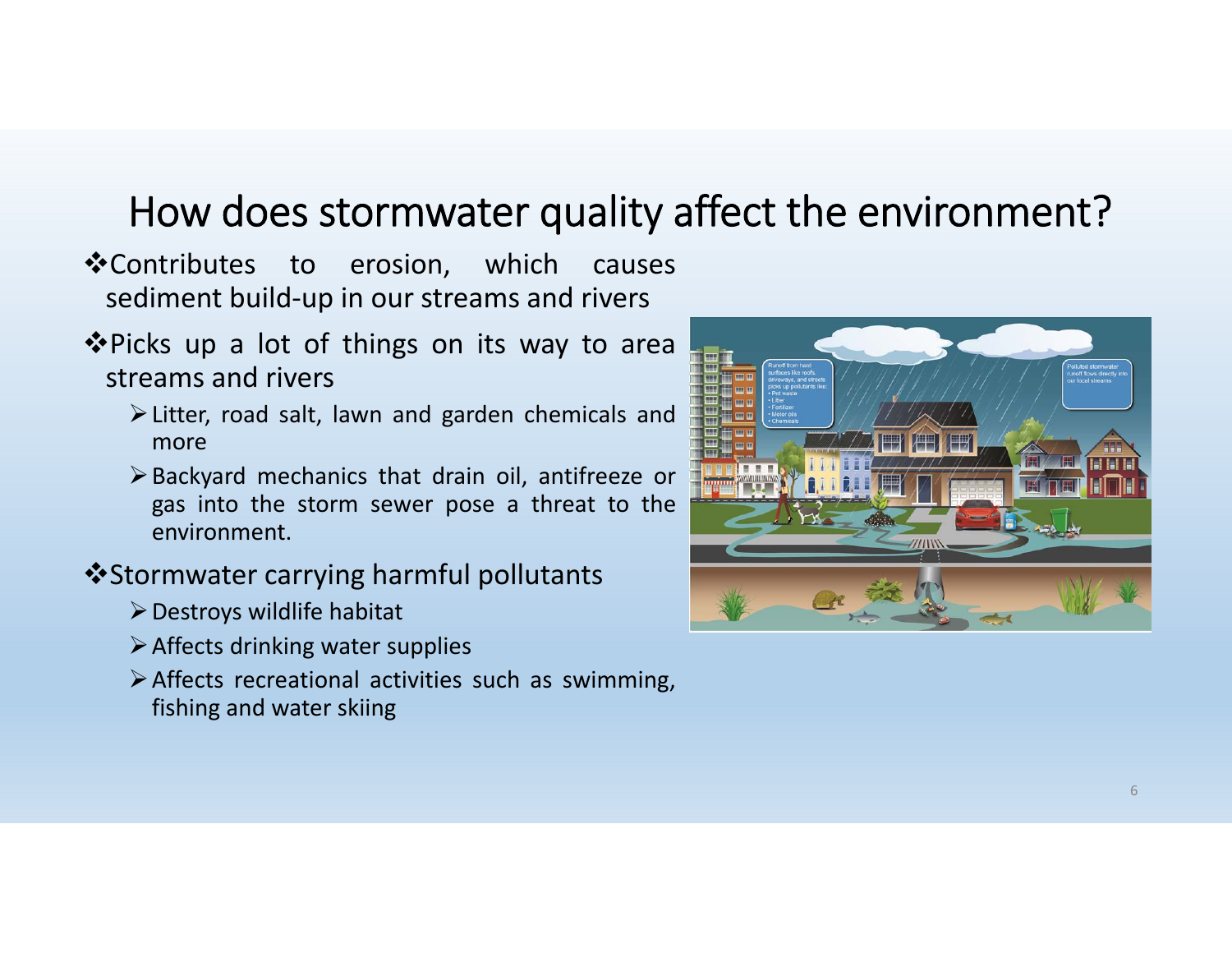# How does stormwater quality affect the environment?

- Contributes to erosion, which causes sediment build-up in our streams and rivers
- Picks up a lot of things on its way to area streams and rivers
  - Litter, road salt, lawn and garden chemicals and more
  - Backyard mechanics that drain oil, antifreeze or gas into the storm sewer pose a threat to the environment.
- Stormwater carrying harmful pollutants
  - Destroys wildlife habitat
  - Affects drinking water supplies
  - Affects recreational activities such as swimming, fishing and water skiing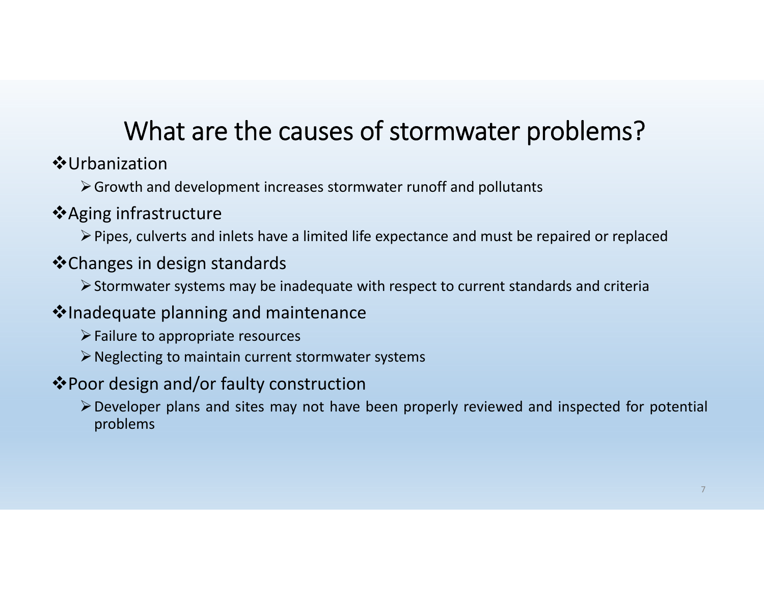# What are the causes of stormwater problems?

- Urbanization
  - Growth and development increases stormwater runoff and pollutants
- Aging infrastructure
  - Pipes, culverts and inlets have a limited life expectance and must be repaired or replaced
- Changes in design standards
  - Stormwater systems may be inadequate with respect to current standards and criteria
- Inadequate planning and maintenance
  - Failure to appropriate resources
  - Neglecting to maintain current stormwater systems
- Poor design and/or faulty construction
  - Developer plans and sites may not have been properly reviewed and inspected for potential problems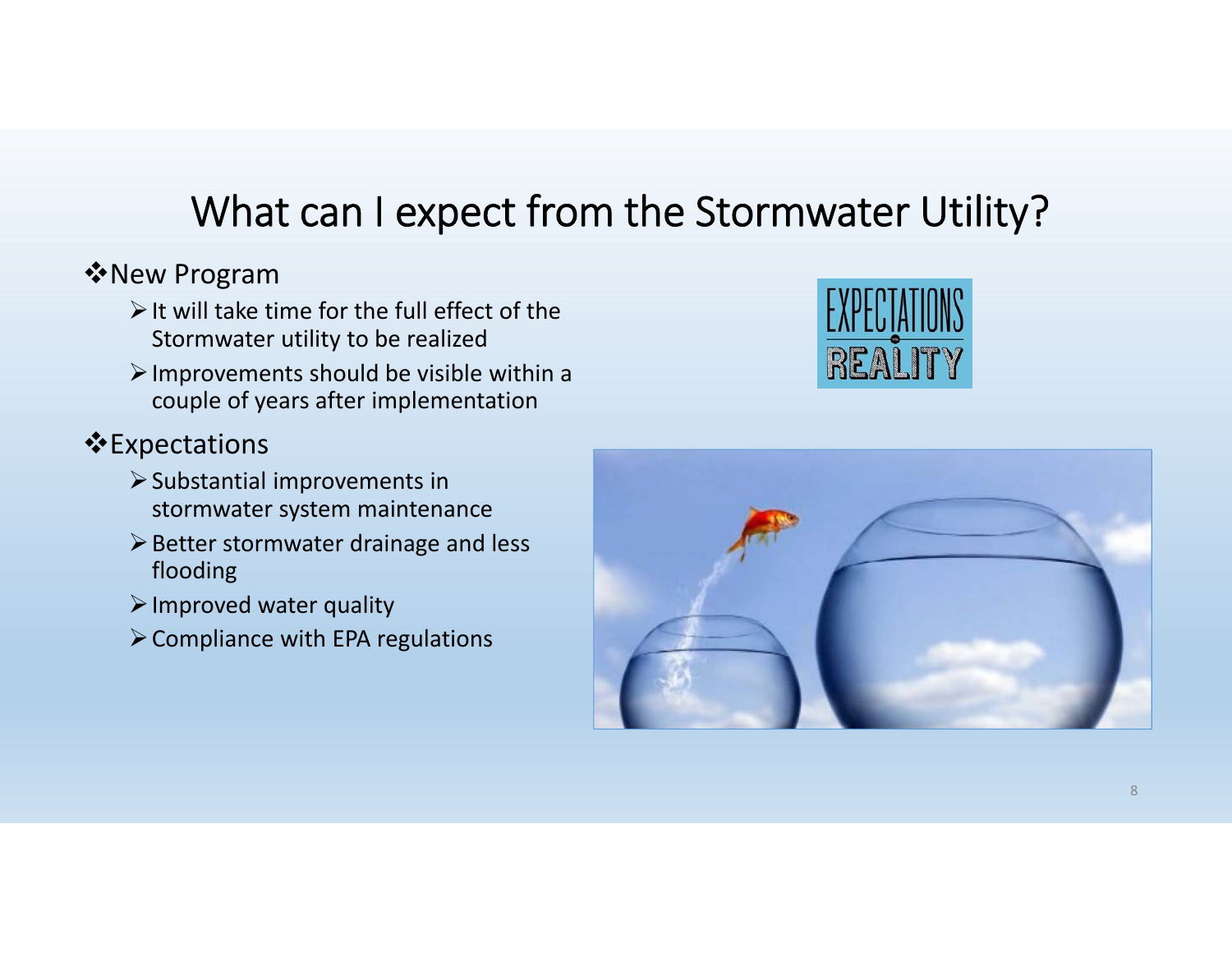# What can I expect from the Stormwater Utility?

- New Program
  - It will take time for the full effect of the Stormwater utility to be realized
  - Improvements should be visible within a couple of years after implementation
- Expectations
  - Substantial improvements in stormwater system maintenance
  - Better stormwater drainage and less flooding
  - Improved water quality
  - Compliance with EPA regulations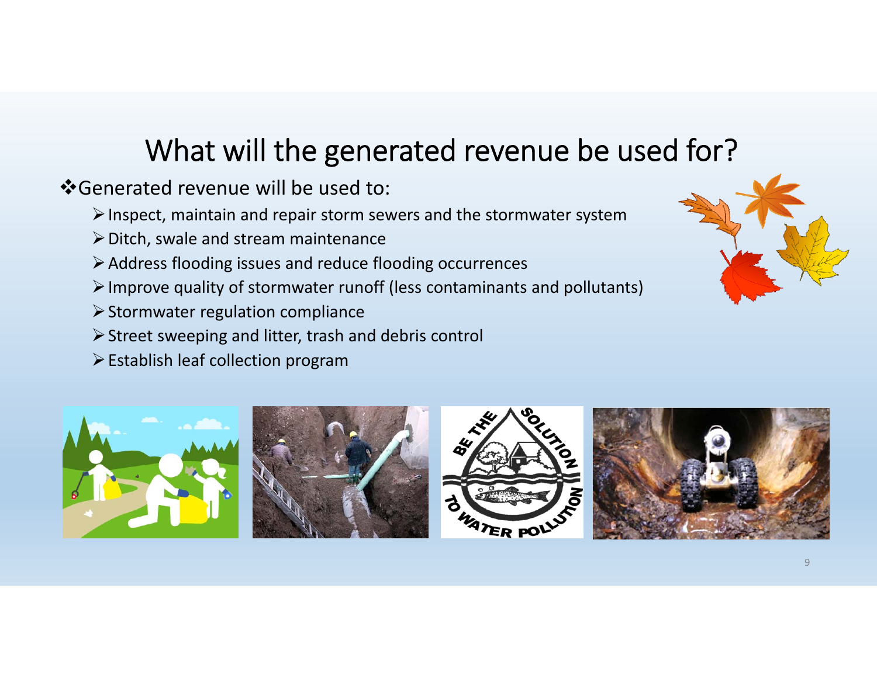# What will the generated revenue be used for?

- Generated revenue will be used to:
  - Inspect, maintain and repair storm sewers and the stormwater system
  - Ditch, swale and stream maintenance
  - Address flooding issues and reduce flooding occurrences
  - Improve quality of stormwater runoff (less contaminants and pollutants)
  - Stormwater regulation compliance
  - Street sweeping and litter, trash and debris control
  - Establish leaf collection program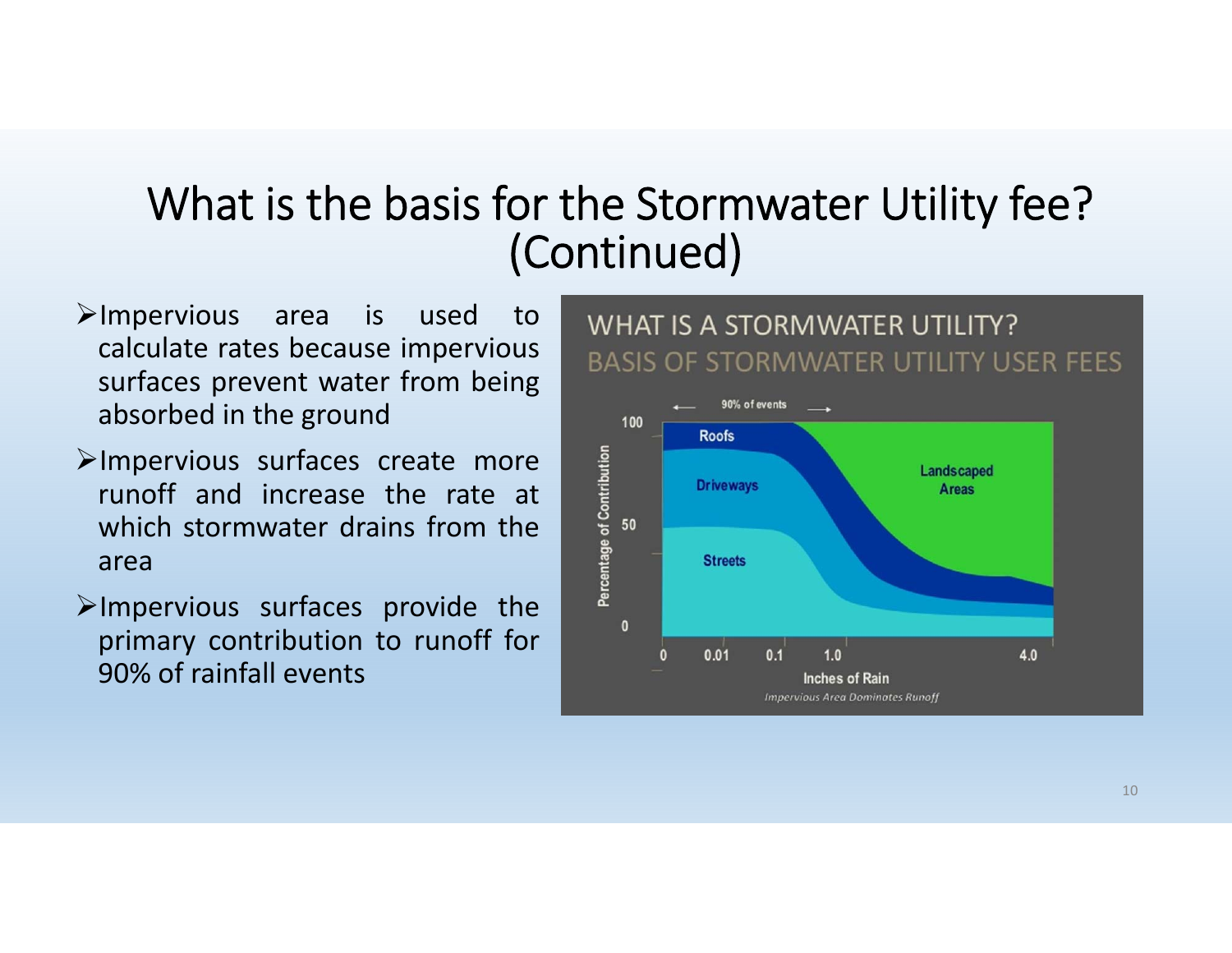# What is the basis for the Stormwater Utility fee? (Continued)

- Impervious area is used to calculate rates because impervious surfaces prevent water from being absorbed in the ground
- Impervious surfaces create more runoff and increase the rate at which stormwater drains from the area
- Impervious surfaces provide the primary contribution to runoff for 90% of rainfall events

WHAT IS A STORMWATER UTILITY?

BASIS OF STORMWATER UTILITY USER FEES

Impervious Area Dominates Runoff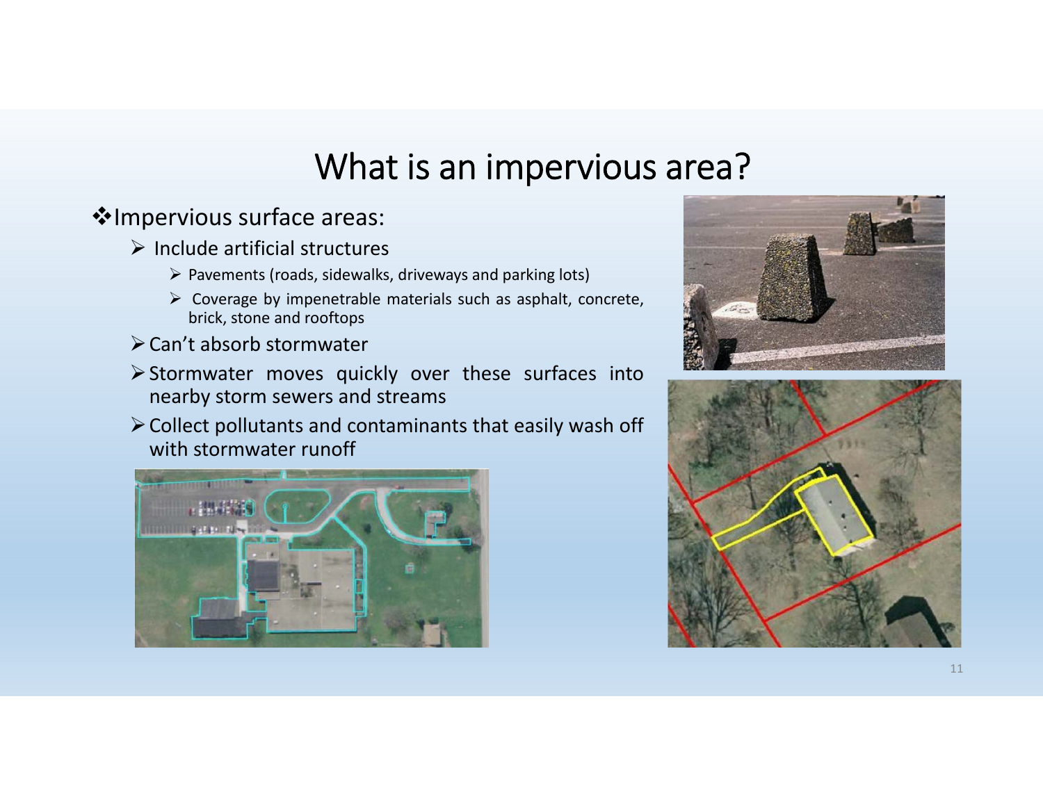# What is an impervious area?

- Impervious surface areas:
  - Include artificial structures
    - Pavements (roads, sidewalks, driveways and parking lots)
    - Coverage by impenetrable materials such as asphalt, concrete, brick, stone and rooftops
  - Can't absorb stormwater
  - Stormwater moves quickly over these surfaces into nearby storm sewers and streams
  - Collect pollutants and contaminants that easily wash off with stormwater runoff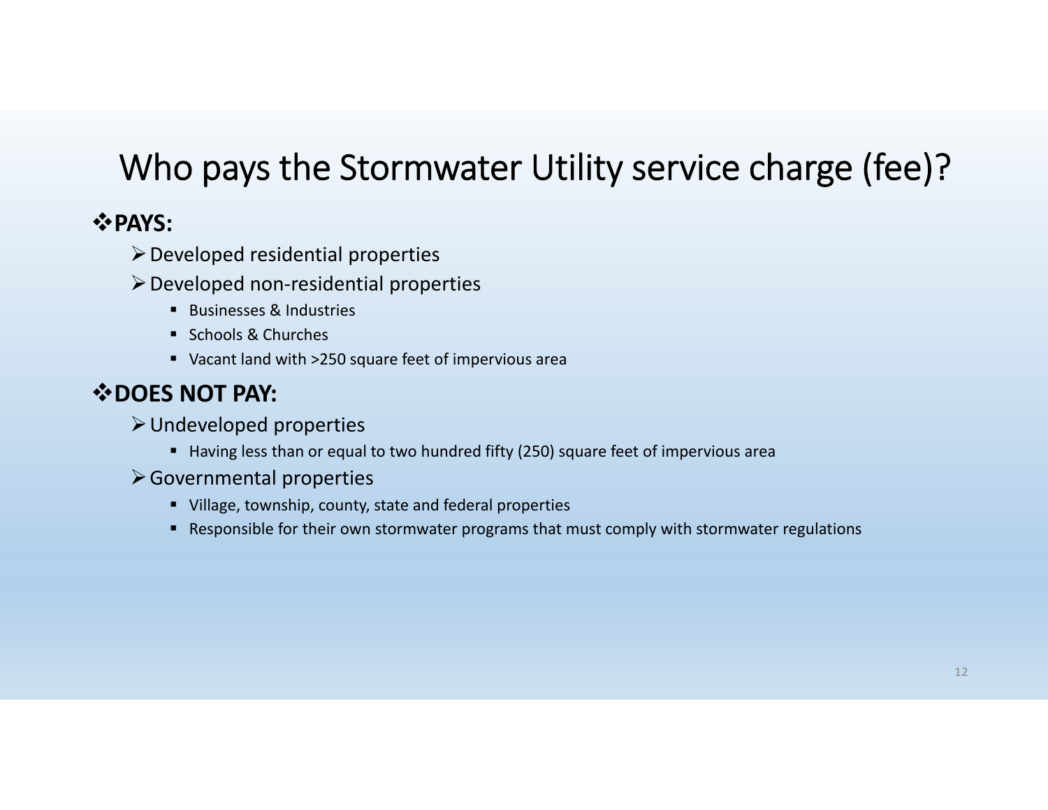# Who pays the Stormwater Utility service charge (fee)?

**PAYS:**

- Developed residential properties
- Developed non-residential properties
  - Businesses & Industries
  - Schools & Churches
  - Vacant land with >250 square feet of impervious area

**DOES NOT PAY:**

- Undeveloped properties
  - Having less than or equal to two hundred fifty (250) square feet of impervious area
- Governmental properties
  - Village, township, county, state and federal properties
  - Responsible for their own stormwater programs that must comply with stormwater regulations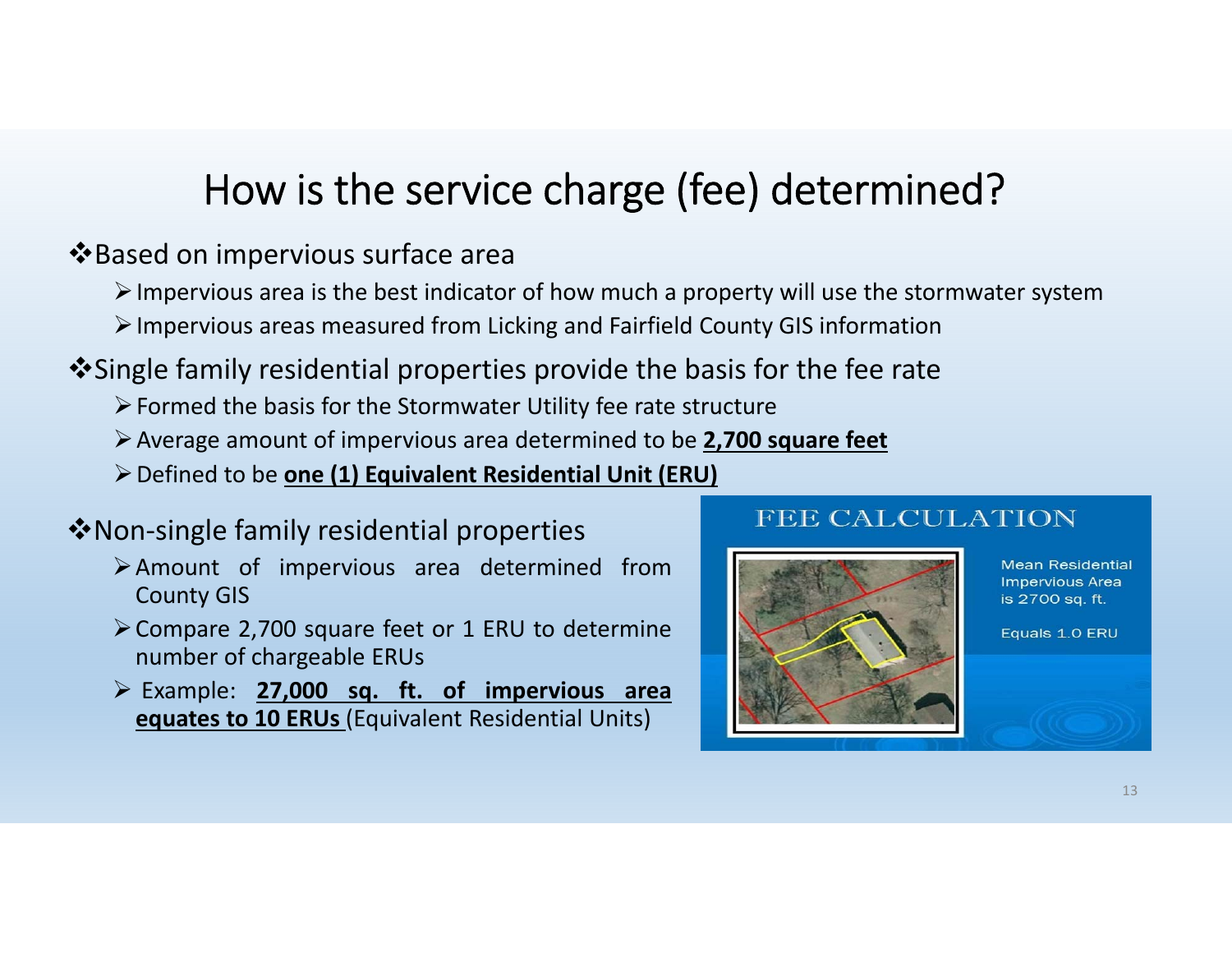# How is the service charge (fee) determined?

- **Based on impervious surface area**
  - Impervious area is the best indicator of how much a property will use the stormwater system
  - Impervious areas measured from Licking and Fairfield County GIS information
- **Single family residential properties provide the basis for the fee rate**
  - Formed the basis for the Stormwater Utility fee rate structure
  - Average amount of impervious area determined to be **2,700 square feet**
  - Defined to be **one (1) Equivalent Residential Unit (ERU)**
- **Non-single family residential properties**
  - Amount of impervious area determined from County GIS
  - Compare 2,700 square feet or 1 ERU to determine number of chargeable ERUs
  - Example: **27,000 sq. ft. of impervious area equates to 10 ERUs** (Equivalent Residential Units)

FEE CALCULATION

Mean Residential Impervious Area is 2700 sq. ft.

Equals 1.0 ERU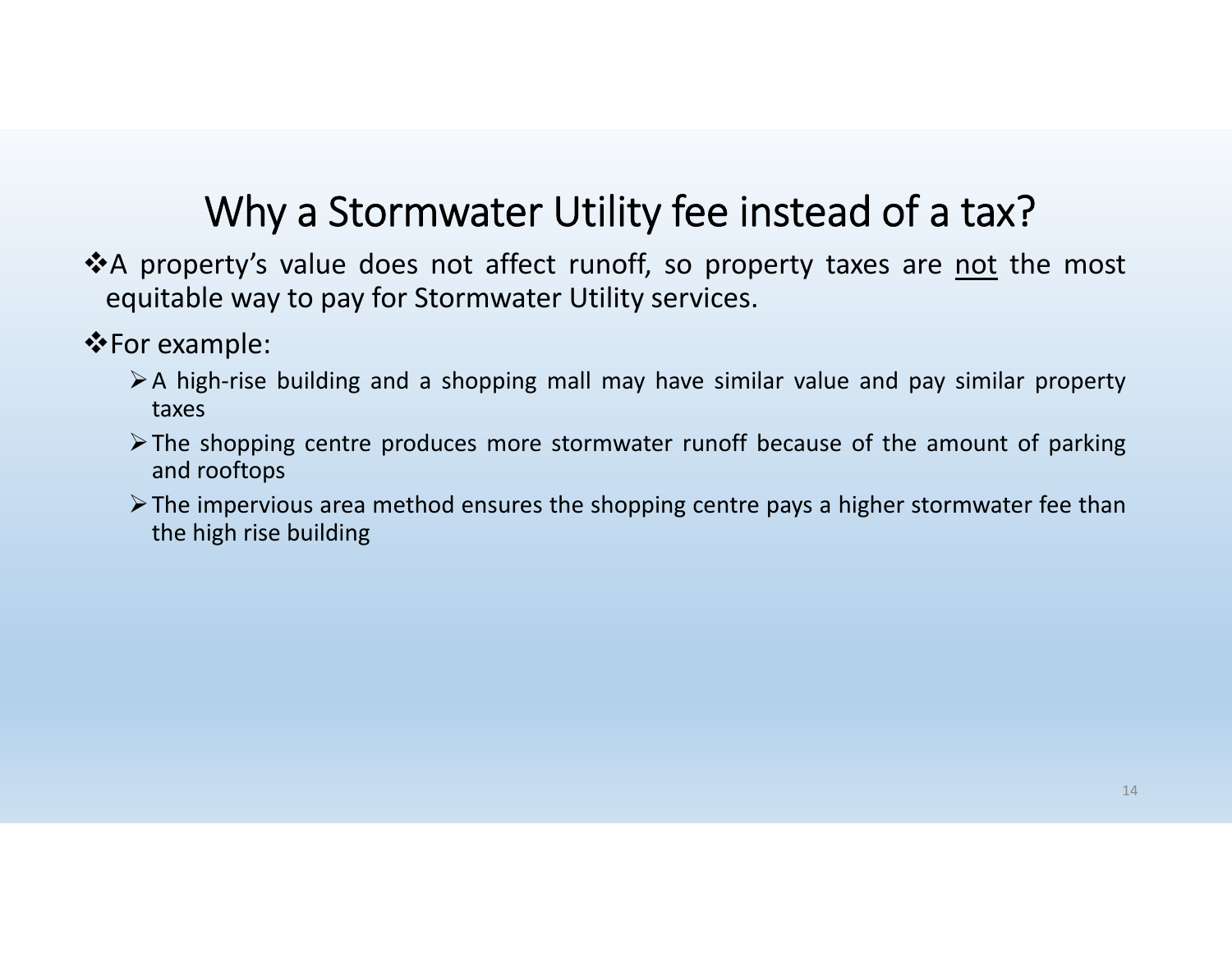# Why a Stormwater Utility fee instead of a tax?

- A property's value does not affect runoff, so property taxes are <u>not</u> the most equitable way to pay for Stormwater Utility services.
- For example:
  - A high-rise building and a shopping mall may have similar value and pay similar property taxes
  - The shopping centre produces more stormwater runoff because of the amount of parking and rooftops
  - The impervious area method ensures the shopping centre pays a higher stormwater fee than the high rise building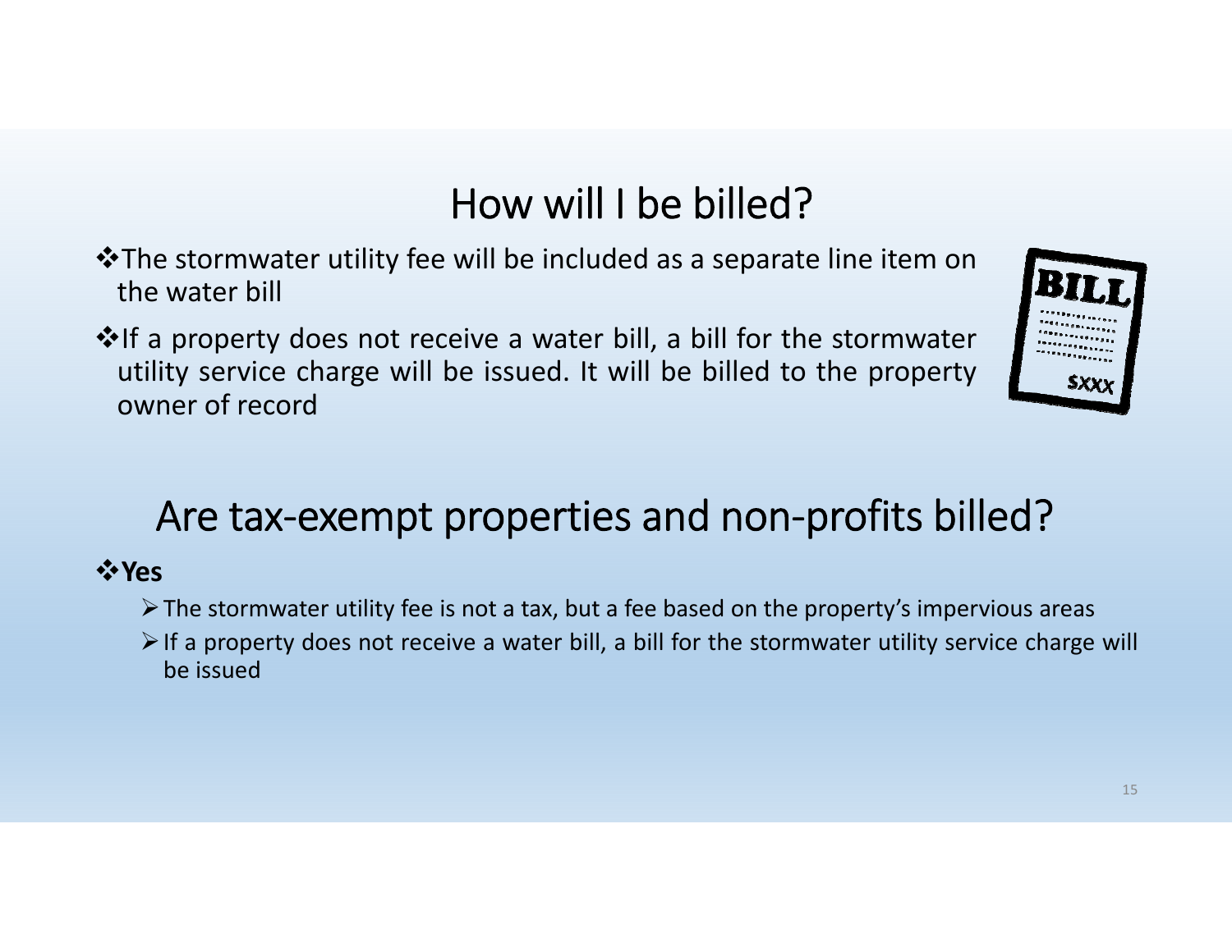## How will I be billed?

- The stormwater utility fee will be included as a separate line item on the water bill
- If a property does not receive a water bill, a bill for the stormwater utility service charge will be issued. It will be billed to the property owner of record

## Are tax-exempt properties and non-profits billed?

- **Yes**
  - The stormwater utility fee is not a tax, but a fee based on the property's impervious areas
  - If a property does not receive a water bill, a bill for the stormwater utility service charge will be issued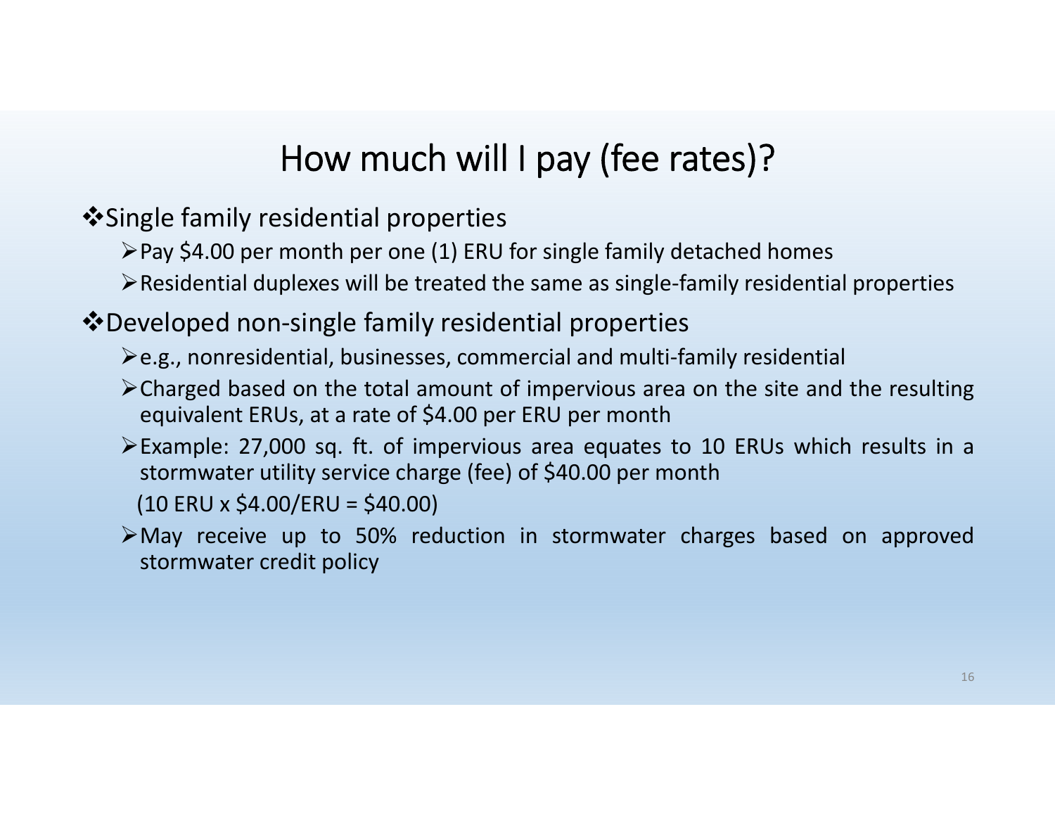# How much will I pay (fee rates)?

- Single family residential properties
  - Pay $4.00 per month per one (1) ERU for single family detached homes
  - Residential duplexes will be treated the same as single-family residential properties
- Developed non-single family residential properties
  - e.g., nonresidential, businesses, commercial and multi-family residential
  - Charged based on the total amount of impervious area on the site and the resulting equivalent ERUs, at a rate of $4.00 per ERU per month
  - Example: 27,000 sq. ft. of impervious area equates to 10 ERUs which results in a stormwater utility service charge (fee) of $40.00 per month

    (10 ERU x $4.00/ERU = $40.00)
  - May receive up to 50% reduction in stormwater charges based on approved stormwater credit policy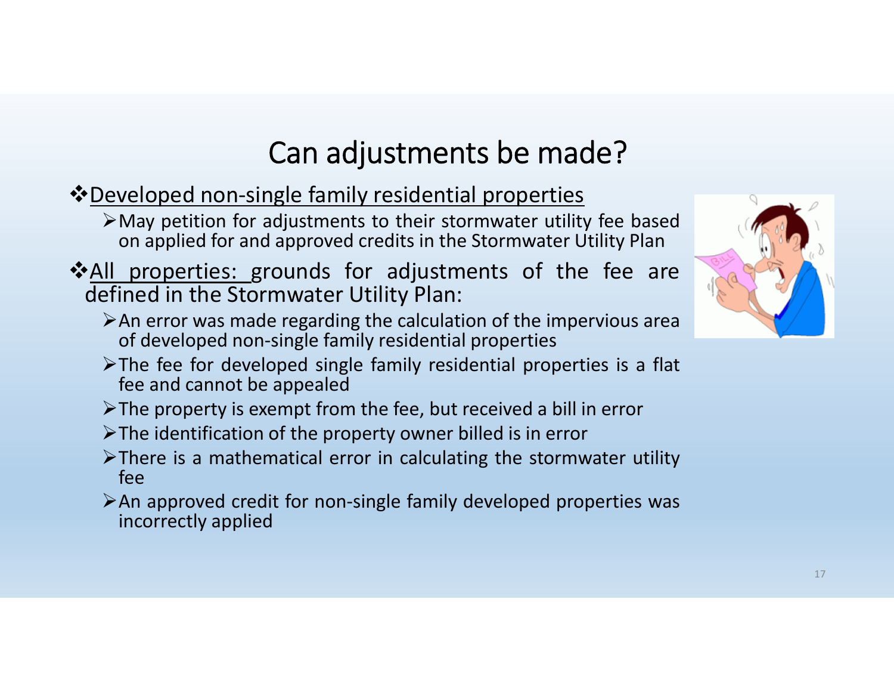# Can adjustments be made?

- <u>Developed non-single family residential properties</u>
  - May petition for adjustments to their stormwater utility fee based on applied for and approved credits in the Stormwater Utility Plan
- <u>All properties:</u> grounds for adjustments of the fee are defined in the Stormwater Utility Plan:
  - An error was made regarding the calculation of the impervious area of developed non-single family residential properties
  - The fee for developed single family residential properties is a flat fee and cannot be appealed
  - The property is exempt from the fee, but received a bill in error
  - The identification of the property owner billed is in error
  - There is a mathematical error in calculating the stormwater utility fee
  - An approved credit for non-single family developed properties was incorrectly applied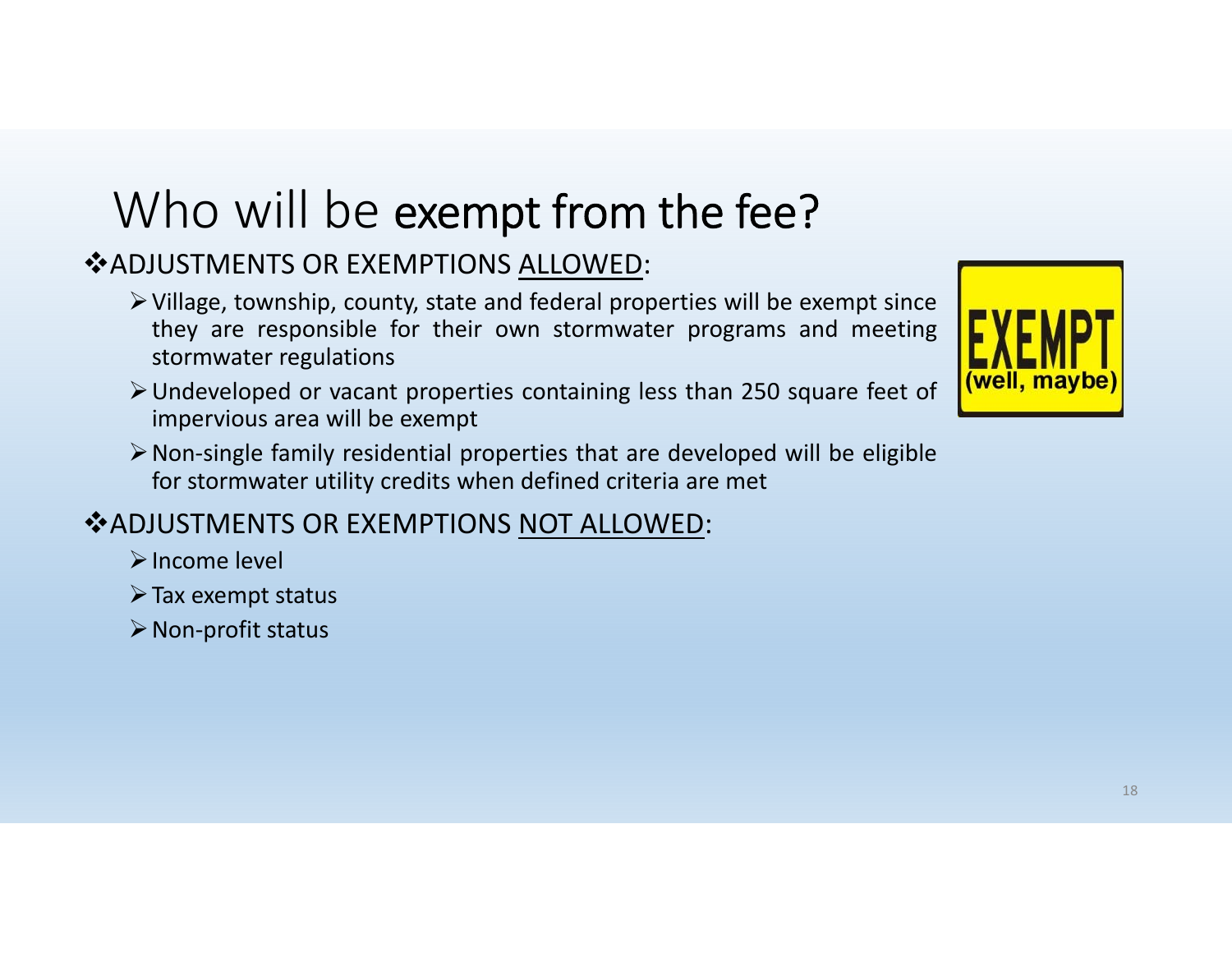# Who will be exempt from the fee?

❖ADJUSTMENTS OR EXEMPTIONS ALLOWED:

- Village, township, county, state and federal properties will be exempt since they are responsible for their own stormwater programs and meeting stormwater regulations
- Undeveloped or vacant properties containing less than 250 square feet of impervious area will be exempt
- Non-single family residential properties that are developed will be eligible for stormwater utility credits when defined criteria are met

❖ADJUSTMENTS OR EXEMPTIONS NOT ALLOWED:

- Income level
- Tax exempt status
- Non-profit status

EXEMPT
(well, maybe)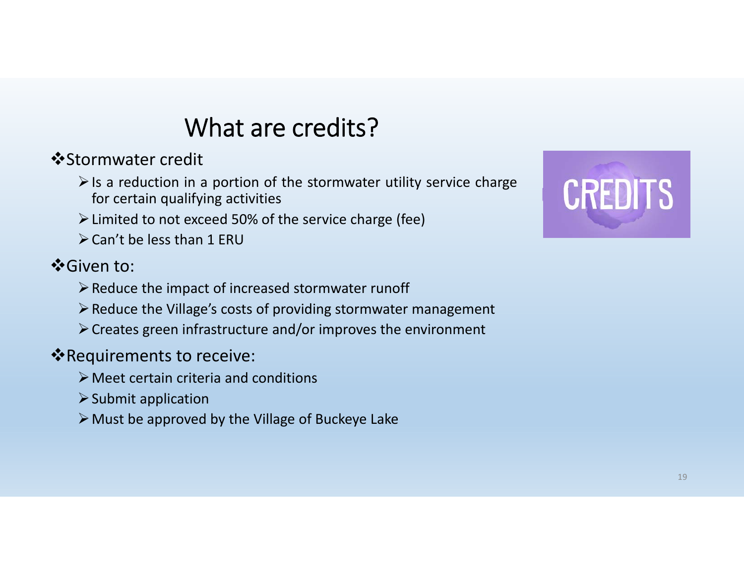# What are credits?

- Stormwater credit
  - Is a reduction in a portion of the stormwater utility service charge for certain qualifying activities
  - Limited to not exceed 50% of the service charge (fee)
  - Can't be less than 1 ERU
- Given to:
  - Reduce the impact of increased stormwater runoff
  - Reduce the Village's costs of providing stormwater management
  - Creates green infrastructure and/or improves the environment
- Requirements to receive:
  - Meet certain criteria and conditions
  - Submit application
  - Must be approved by the Village of Buckeye Lake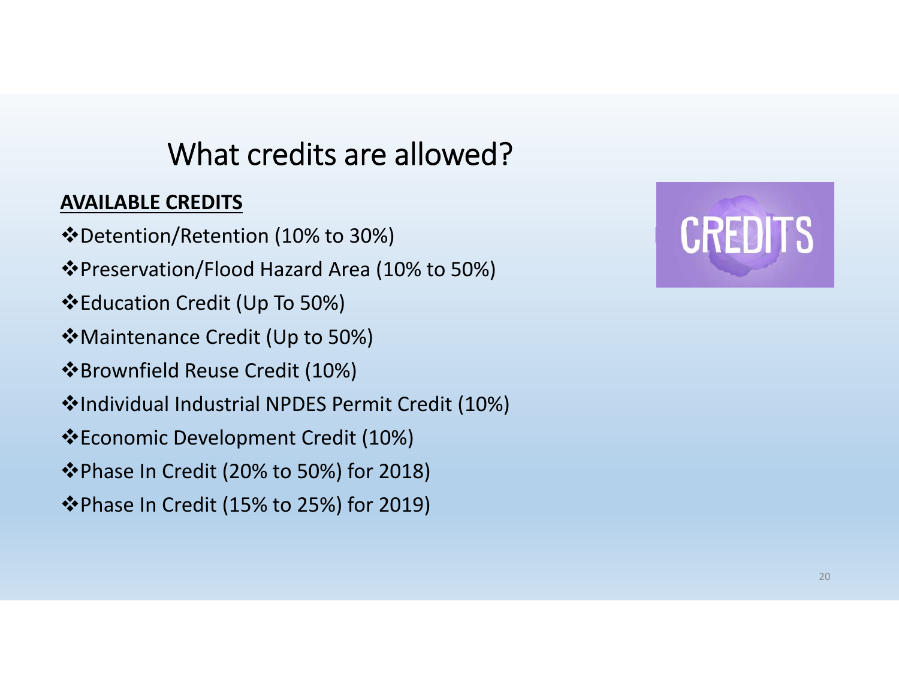# What credits are allowed?

**AVAILABLE CREDITS**

- Detention/Retention (10% to 30%)
- Preservation/Flood Hazard Area (10% to 50%)
- Education Credit (Up To 50%)
- Maintenance Credit (Up to 50%)
- Brownfield Reuse Credit (10%)
- Individual Industrial NPDES Permit Credit (10%)
- Economic Development Credit (10%)
- Phase In Credit (20% to 50%) for 2018)
- Phase In Credit (15% to 25%) for 2019)

CREDITS